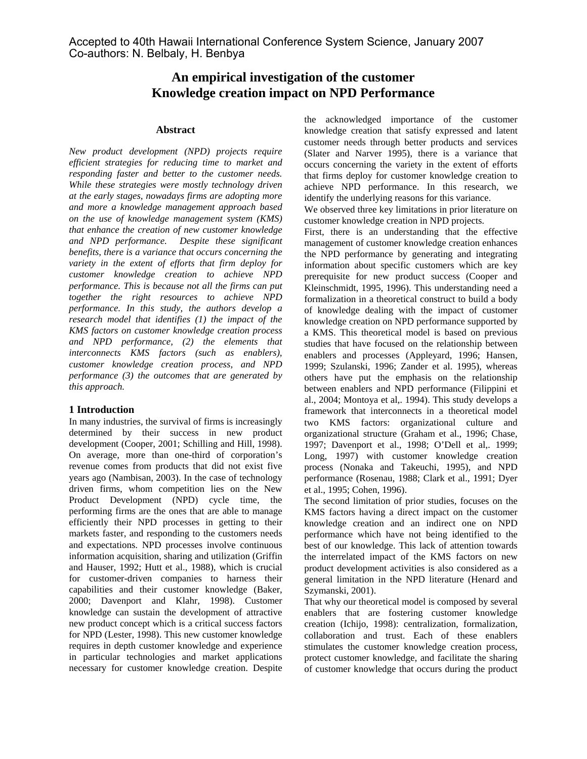Accepted to 40th Hawaii International Conference System Science, January 2007
Co-authors: N. Belbaly, H. Benbya

# An empirical investigation of the customer Knowledge creation impact on NPD Performance

## Abstract

*New product development (NPD) projects require efficient strategies for reducing time to market and responding faster and better to the customer needs. While these strategies were mostly technology driven at the early stages, nowadays firms are adopting more and more a knowledge management approach based on the use of knowledge management system (KMS) that enhance the creation of new customer knowledge and NPD performance. Despite these significant benefits, there is a variance that occurs concerning the variety in the extent of efforts that firm deploy for customer knowledge creation to achieve NPD performance. This is because not all the firms can put together the right resources to achieve NPD performance. In this study, the authors develop a research model that identifies (1) the impact of the KMS factors on customer knowledge creation process and NPD performance, (2) the elements that interconnects KMS factors (such as enablers), customer knowledge creation process, and NPD performance (3) the outcomes that are generated by this approach.*

## 1 Introduction

In many industries, the survival of firms is increasingly determined by their success in new product development (Cooper, 2001; Schilling and Hill, 1998). On average, more than one-third of corporation's revenue comes from products that did not exist five years ago (Nambisan, 2003). In the case of technology driven firms, whom competition lies on the New Product Development (NPD) cycle time, the performing firms are the ones that are able to manage efficiently their NPD processes in getting to their markets faster, and responding to the customers needs and expectations. NPD processes involve continuous information acquisition, sharing and utilization (Griffin and Hauser, 1992; Hutt et al., 1988), which is crucial for customer-driven companies to harness their capabilities and their customer knowledge (Baker, 2000; Davenport and Klahr, 1998). Customer knowledge can sustain the development of attractive new product concept which is a critical success factors for NPD (Lester, 1998). This new customer knowledge requires in depth customer knowledge and experience in particular technologies and market applications necessary for customer knowledge creation. Despite the acknowledged importance of the customer knowledge creation that satisfy expressed and latent customer needs through better products and services (Slater and Narver 1995), there is a variance that occurs concerning the variety in the extent of efforts that firms deploy for customer knowledge creation to achieve NPD performance. In this research, we identify the underlying reasons for this variance.

We observed three key limitations in prior literature on customer knowledge creation in NPD projects.

First, there is an understanding that the effective management of customer knowledge creation enhances the NPD performance by generating and integrating information about specific customers which are key prerequisite for new product success (Cooper and Kleinschmidt, 1995, 1996). This understanding need a formalization in a theoretical construct to build a body of knowledge dealing with the impact of customer knowledge creation on NPD performance supported by a KMS. This theoretical model is based on previous studies that have focused on the relationship between enablers and processes (Appleyard, 1996; Hansen, 1999; Szulanski, 1996; Zander et al. 1995), whereas others have put the emphasis on the relationship between enablers and NPD performance (Filippini et al., 2004; Montoya et al,. 1994). This study develops a framework that interconnects in a theoretical model two KMS factors: organizational culture and organizational structure (Graham et al., 1996; Chase, 1997; Davenport et al., 1998; O'Dell et al,. 1999; Long, 1997) with customer knowledge creation process (Nonaka and Takeuchi, 1995), and NPD performance (Rosenau, 1988; Clark et al., 1991; Dyer et al., 1995; Cohen, 1996).

The second limitation of prior studies, focuses on the KMS factors having a direct impact on the customer knowledge creation and an indirect one on NPD performance which have not being identified to the best of our knowledge. This lack of attention towards the interrelated impact of the KMS factors on new product development activities is also considered as a general limitation in the NPD literature (Henard and Szymanski, 2001).

That why our theoretical model is composed by several enablers that are fostering customer knowledge creation (Ichijo, 1998): centralization, formalization, collaboration and trust. Each of these enablers stimulates the customer knowledge creation process, protect customer knowledge, and facilitate the sharing of customer knowledge that occurs during the product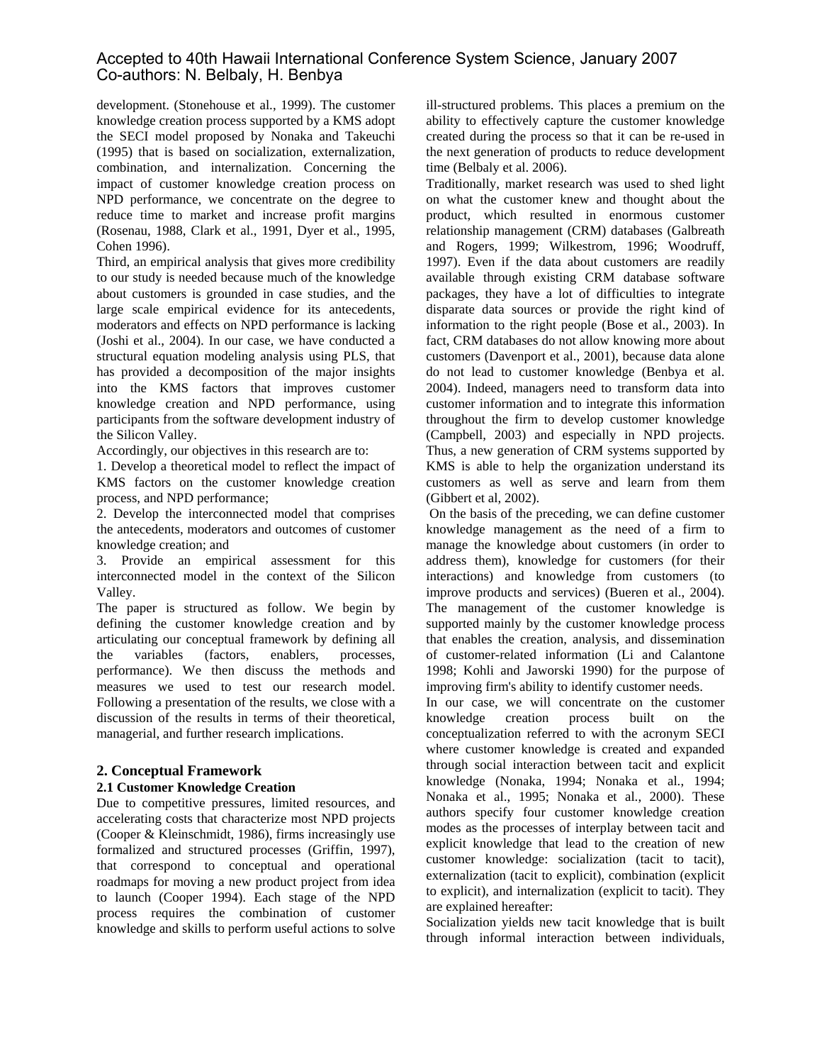development. (Stonehouse et al., 1999). The customer knowledge creation process supported by a KMS adopt the SECI model proposed by Nonaka and Takeuchi (1995) that is based on socialization, externalization, combination, and internalization. Concerning the impact of customer knowledge creation process on NPD performance, we concentrate on the degree to reduce time to market and increase profit margins (Rosenau, 1988, Clark et al., 1991, Dyer et al., 1995, Cohen 1996).

Third, an empirical analysis that gives more credibility to our study is needed because much of the knowledge about customers is grounded in case studies, and the large scale empirical evidence for its antecedents, moderators and effects on NPD performance is lacking (Joshi et al., 2004). In our case, we have conducted a structural equation modeling analysis using PLS, that has provided a decomposition of the major insights into the KMS factors that improves customer knowledge creation and NPD performance, using participants from the software development industry of the Silicon Valley.

Accordingly, our objectives in this research are to:

1. Develop a theoretical model to reflect the impact of KMS factors on the customer knowledge creation process, and NPD performance;
2. Develop the interconnected model that comprises the antecedents, moderators and outcomes of customer knowledge creation; and
3. Provide an empirical assessment for this interconnected model in the context of the Silicon Valley.

The paper is structured as follow. We begin by defining the customer knowledge creation and by articulating our conceptual framework by defining all the variables (factors, enablers, processes, performance). We then discuss the methods and measures we used to test our research model. Following a presentation of the results, we close with a discussion of the results in terms of their theoretical, managerial, and further research implications.

## 2. Conceptual Framework

### 2.1 Customer Knowledge Creation

Due to competitive pressures, limited resources, and accelerating costs that characterize most NPD projects (Cooper & Kleinschmidt, 1986), firms increasingly use formalized and structured processes (Griffin, 1997), that correspond to conceptual and operational roadmaps for moving a new product project from idea to launch (Cooper 1994). Each stage of the NPD process requires the combination of customer knowledge and skills to perform useful actions to solve ill-structured problems. This places a premium on the ability to effectively capture the customer knowledge created during the process so that it can be re-used in the next generation of products to reduce development time (Belbaly et al. 2006).

Traditionally, market research was used to shed light on what the customer knew and thought about the product, which resulted in enormous customer relationship management (CRM) databases (Galbreath and Rogers, 1999; Wilkestrom, 1996; Woodruff, 1997). Even if the data about customers are readily available through existing CRM database software packages, they have a lot of difficulties to integrate disparate data sources or provide the right kind of information to the right people (Bose et al., 2003). In fact, CRM databases do not allow knowing more about customers (Davenport et al., 2001), because data alone do not lead to customer knowledge (Benbya et al. 2004). Indeed, managers need to transform data into customer information and to integrate this information throughout the firm to develop customer knowledge (Campbell, 2003) and especially in NPD projects. Thus, a new generation of CRM systems supported by KMS is able to help the organization understand its customers as well as serve and learn from them (Gibbert et al, 2002).

On the basis of the preceding, we can define customer knowledge management as the need of a firm to manage the knowledge about customers (in order to address them), knowledge for customers (for their interactions) and knowledge from customers (to improve products and services) (Bueren et al., 2004). The management of the customer knowledge is supported mainly by the customer knowledge process that enables the creation, analysis, and dissemination of customer-related information (Li and Calantone 1998; Kohli and Jaworski 1990) for the purpose of improving firm's ability to identify customer needs.

In our case, we will concentrate on the customer knowledge creation process built on the conceptualization referred to with the acronym SECI where customer knowledge is created and expanded through social interaction between tacit and explicit knowledge (Nonaka, 1994; Nonaka et al., 1994; Nonaka et al., 1995; Nonaka et al., 2000). These authors specify four customer knowledge creation modes as the processes of interplay between tacit and explicit knowledge that lead to the creation of new customer knowledge: socialization (tacit to tacit), externalization (tacit to explicit), combination (explicit to explicit), and internalization (explicit to tacit). They are explained hereafter:

Socialization yields new tacit knowledge that is built through informal interaction between individuals,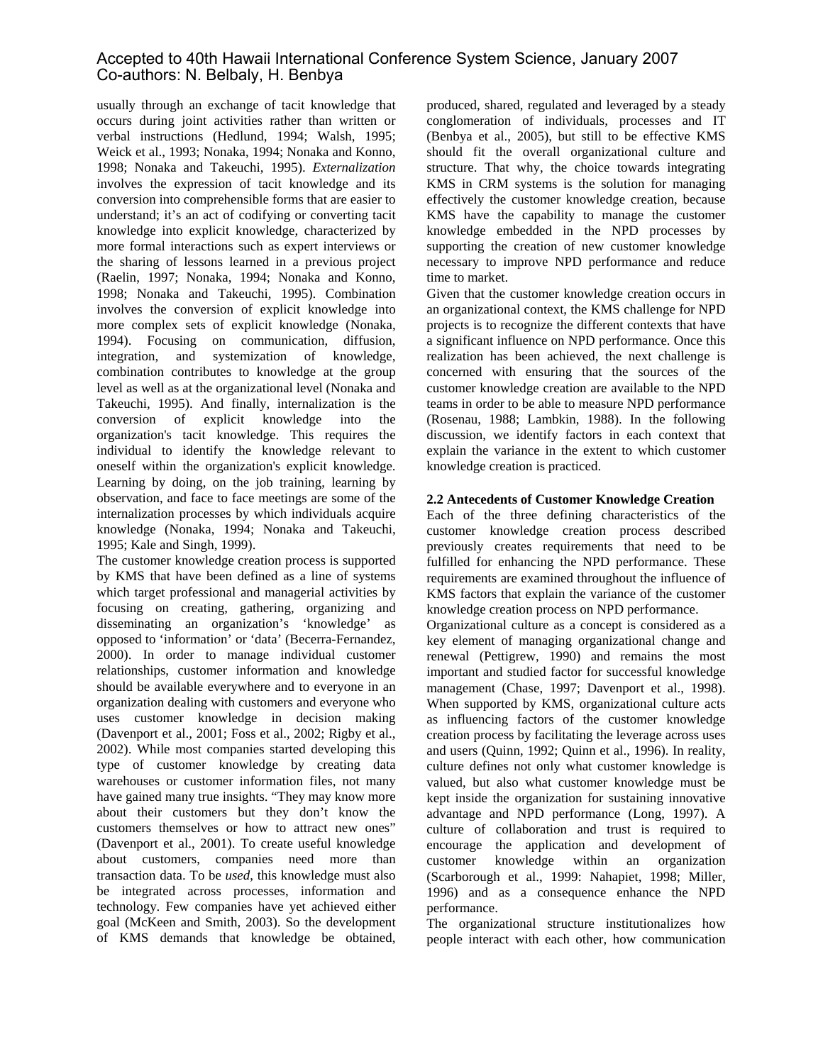usually through an exchange of tacit knowledge that occurs during joint activities rather than written or verbal instructions (Hedlund, 1994; Walsh, 1995; Weick et al., 1993; Nonaka, 1994; Nonaka and Konno, 1998; Nonaka and Takeuchi, 1995). *Externalization* involves the expression of tacit knowledge and its conversion into comprehensible forms that are easier to understand; it's an act of codifying or converting tacit knowledge into explicit knowledge, characterized by more formal interactions such as expert interviews or the sharing of lessons learned in a previous project (Raelin, 1997; Nonaka, 1994; Nonaka and Konno, 1998; Nonaka and Takeuchi, 1995). Combination involves the conversion of explicit knowledge into more complex sets of explicit knowledge (Nonaka, 1994). Focusing on communication, diffusion, integration, and systemization of knowledge, combination contributes to knowledge at the group level as well as at the organizational level (Nonaka and Takeuchi, 1995). And finally, internalization is the conversion of explicit knowledge into the organization's tacit knowledge. This requires the individual to identify the knowledge relevant to oneself within the organization's explicit knowledge. Learning by doing, on the job training, learning by observation, and face to face meetings are some of the internalization processes by which individuals acquire knowledge (Nonaka, 1994; Nonaka and Takeuchi, 1995; Kale and Singh, 1999).

The customer knowledge creation process is supported by KMS that have been defined as a line of systems which target professional and managerial activities by focusing on creating, gathering, organizing and disseminating an organization's 'knowledge' as opposed to 'information' or 'data' (Becerra-Fernandez, 2000). In order to manage individual customer relationships, customer information and knowledge should be available everywhere and to everyone in an organization dealing with customers and everyone who uses customer knowledge in decision making (Davenport et al., 2001; Foss et al., 2002; Rigby et al., 2002). While most companies started developing this type of customer knowledge by creating data warehouses or customer information files, not many have gained many true insights. "They may know more about their customers but they don't know the customers themselves or how to attract new ones" (Davenport et al., 2001). To create useful knowledge about customers, companies need more than transaction data. To be *used*, this knowledge must also be integrated across processes, information and technology. Few companies have yet achieved either goal (McKeen and Smith, 2003). So the development of KMS demands that knowledge be obtained, produced, shared, regulated and leveraged by a steady conglomeration of individuals, processes and IT (Benbya et al., 2005), but still to be effective KMS should fit the overall organizational culture and structure. That why, the choice towards integrating KMS in CRM systems is the solution for managing effectively the customer knowledge creation, because KMS have the capability to manage the customer knowledge embedded in the NPD processes by supporting the creation of new customer knowledge necessary to improve NPD performance and reduce time to market.

Given that the customer knowledge creation occurs in an organizational context, the KMS challenge for NPD projects is to recognize the different contexts that have a significant influence on NPD performance. Once this realization has been achieved, the next challenge is concerned with ensuring that the sources of the customer knowledge creation are available to the NPD teams in order to be able to measure NPD performance (Rosenau, 1988; Lambkin, 1988). In the following discussion, we identify factors in each context that explain the variance in the extent to which customer knowledge creation is practiced.

### 2.2 Antecedents of Customer Knowledge Creation

Each of the three defining characteristics of the customer knowledge creation process described previously creates requirements that need to be fulfilled for enhancing the NPD performance. These requirements are examined throughout the influence of KMS factors that explain the variance of the customer knowledge creation process on NPD performance.

Organizational culture as a concept is considered as a key element of managing organizational change and renewal (Pettigrew, 1990) and remains the most important and studied factor for successful knowledge management (Chase, 1997; Davenport et al., 1998). When supported by KMS, organizational culture acts as influencing factors of the customer knowledge creation process by facilitating the leverage across uses and users (Quinn, 1992; Quinn et al., 1996). In reality, culture defines not only what customer knowledge is valued, but also what customer knowledge must be kept inside the organization for sustaining innovative advantage and NPD performance (Long, 1997). A culture of collaboration and trust is required to encourage the application and development of customer knowledge within an organization (Scarborough et al., 1999: Nahapiet, 1998; Miller, 1996) and as a consequence enhance the NPD performance.

The organizational structure institutionalizes how people interact with each other, how communication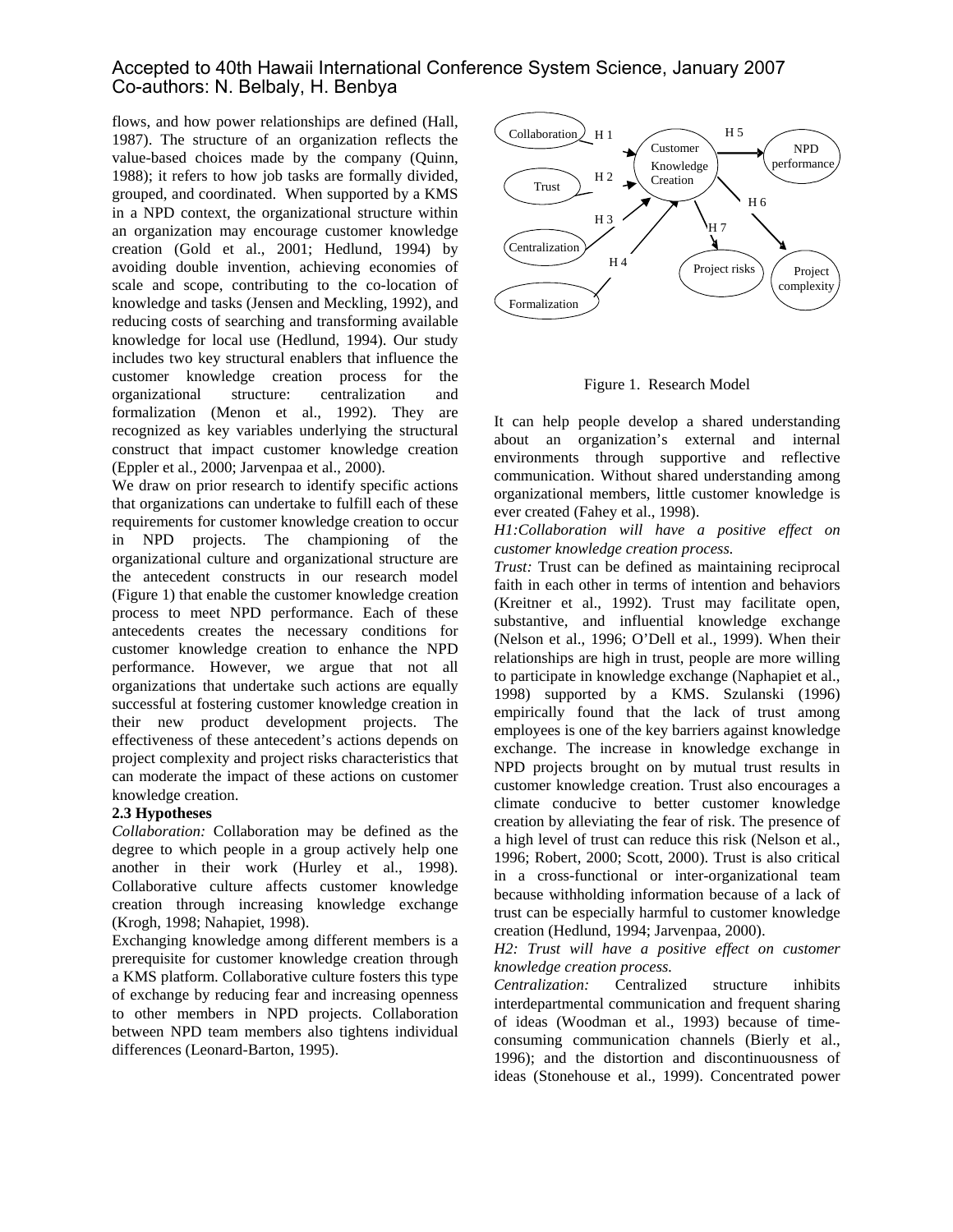flows, and how power relationships are defined (Hall, 1987). The structure of an organization reflects the value-based choices made by the company (Quinn, 1988); it refers to how job tasks are formally divided, grouped, and coordinated. When supported by a KMS in a NPD context, the organizational structure within an organization may encourage customer knowledge creation (Gold et al., 2001; Hedlund, 1994) by avoiding double invention, achieving economies of scale and scope, contributing to the co-location of knowledge and tasks (Jensen and Meckling, 1992), and reducing costs of searching and transforming available knowledge for local use (Hedlund, 1994). Our study includes two key structural enablers that influence the customer knowledge creation process for the organizational structure: centralization and formalization (Menon et al., 1992). They are recognized as key variables underlying the structural construct that impact customer knowledge creation (Eppler et al., 2000; Jarvenpaa et al., 2000).

We draw on prior research to identify specific actions that organizations can undertake to fulfill each of these requirements for customer knowledge creation to occur in NPD projects. The championing of the organizational culture and organizational structure are the antecedent constructs in our research model (Figure 1) that enable the customer knowledge creation process to meet NPD performance. Each of these antecedents creates the necessary conditions for customer knowledge creation to enhance the NPD performance. However, we argue that not all organizations that undertake such actions are equally successful at fostering customer knowledge creation in their new product development projects. The effectiveness of these antecedent's actions depends on project complexity and project risks characteristics that can moderate the impact of these actions on customer knowledge creation.

**2.3 Hypotheses**

*Collaboration:* Collaboration may be defined as the degree to which people in a group actively help one another in their work (Hurley et al., 1998). Collaborative culture affects customer knowledge creation through increasing knowledge exchange (Krogh, 1998; Nahapiet, 1998).

Exchanging knowledge among different members is a prerequisite for customer knowledge creation through a KMS platform. Collaborative culture fosters this type of exchange by reducing fear and increasing openness to other members in NPD projects. Collaboration between NPD team members also tightens individual differences (Leonard-Barton, 1995).

Figure 1. Research Model

It can help people develop a shared understanding about an organization's external and internal environments through supportive and reflective communication. Without shared understanding among organizational members, little customer knowledge is ever created (Fahey et al., 1998).

*H1:Collaboration will have a positive effect on customer knowledge creation process.*

*Trust:* Trust can be defined as maintaining reciprocal faith in each other in terms of intention and behaviors (Kreitner et al., 1992). Trust may facilitate open, substantive, and influential knowledge exchange (Nelson et al., 1996; O'Dell et al., 1999). When their relationships are high in trust, people are more willing to participate in knowledge exchange (Naphapiet et al., 1998) supported by a KMS. Szulanski (1996) empirically found that the lack of trust among employees is one of the key barriers against knowledge exchange. The increase in knowledge exchange in NPD projects brought on by mutual trust results in customer knowledge creation. Trust also encourages a climate conducive to better customer knowledge creation by alleviating the fear of risk. The presence of a high level of trust can reduce this risk (Nelson et al., 1996; Robert, 2000; Scott, 2000). Trust is also critical in a cross-functional or inter-organizational team because withholding information because of a lack of trust can be especially harmful to customer knowledge creation (Hedlund, 1994; Jarvenpaa, 2000).

*H2: Trust will have a positive effect on customer knowledge creation process.*

*Centralization:* Centralized structure inhibits interdepartmental communication and frequent sharing of ideas (Woodman et al., 1993) because of time-consuming communication channels (Bierly et al., 1996); and the distortion and discontinuousness of ideas (Stonehouse et al., 1999). Concentrated power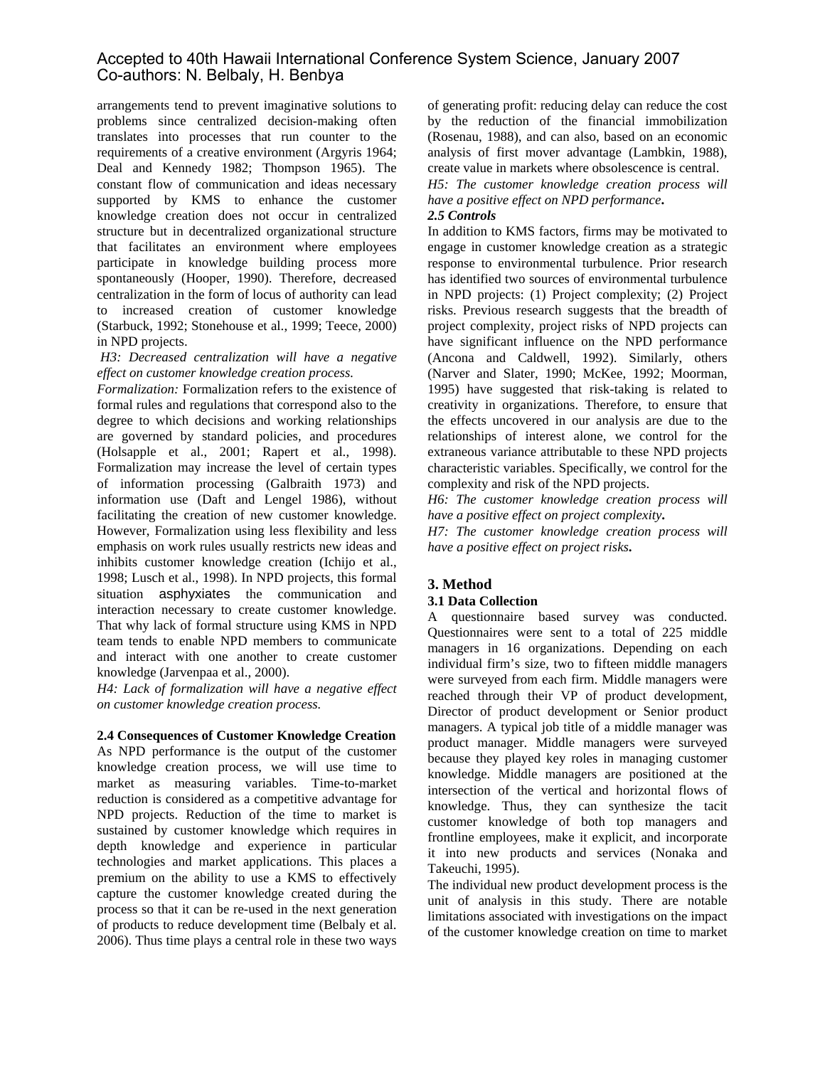arrangements tend to prevent imaginative solutions to problems since centralized decision-making often translates into processes that run counter to the requirements of a creative environment (Argyris 1964; Deal and Kennedy 1982; Thompson 1965). The constant flow of communication and ideas necessary supported by KMS to enhance the customer knowledge creation does not occur in centralized structure but in decentralized organizational structure that facilitates an environment where employees participate in knowledge building process more spontaneously (Hooper, 1990). Therefore, decreased centralization in the form of locus of authority can lead to increased creation of customer knowledge (Starbuck, 1992; Stonehouse et al., 1999; Teece, 2000) in NPD projects.

*H3: Decreased centralization will have a negative effect on customer knowledge creation process.*

*Formalization:* Formalization refers to the existence of formal rules and regulations that correspond also to the degree to which decisions and working relationships are governed by standard policies, and procedures (Holsapple et al., 2001; Rapert et al., 1998). Formalization may increase the level of certain types of information processing (Galbraith 1973) and information use (Daft and Lengel 1986), without facilitating the creation of new customer knowledge. However, Formalization using less flexibility and less emphasis on work rules usually restricts new ideas and inhibits customer knowledge creation (Ichijo et al., 1998; Lusch et al., 1998). In NPD projects, this formal situation asphyxiates the communication and interaction necessary to create customer knowledge. That why lack of formal structure using KMS in NPD team tends to enable NPD members to communicate and interact with one another to create customer knowledge (Jarvenpaa et al., 2000).

*H4: Lack of formalization will have a negative effect on customer knowledge creation process.*

### 2.4 Consequences of Customer Knowledge Creation

As NPD performance is the output of the customer knowledge creation process, we will use time to market as measuring variables. Time-to-market reduction is considered as a competitive advantage for NPD projects. Reduction of the time to market is sustained by customer knowledge which requires in depth knowledge and experience in particular technologies and market applications. This places a premium on the ability to use a KMS to effectively capture the customer knowledge created during the process so that it can be re-used in the next generation of products to reduce development time (Belbaly et al. 2006). Thus time plays a central role in these two ways of generating profit: reducing delay can reduce the cost by the reduction of the financial immobilization (Rosenau, 1988), and can also, based on an economic analysis of first mover advantage (Lambkin, 1988), create value in markets where obsolescence is central.

*H5: The customer knowledge creation process will have a positive effect on NPD performance.*

### *2.5 Controls*

In addition to KMS factors, firms may be motivated to engage in customer knowledge creation as a strategic response to environmental turbulence. Prior research has identified two sources of environmental turbulence in NPD projects: (1) Project complexity; (2) Project risks. Previous research suggests that the breadth of project complexity, project risks of NPD projects can have significant influence on the NPD performance (Ancona and Caldwell, 1992). Similarly, others (Narver and Slater, 1990; McKee, 1992; Moorman, 1995) have suggested that risk-taking is related to creativity in organizations. Therefore, to ensure that the effects uncovered in our analysis are due to the relationships of interest alone, we control for the extraneous variance attributable to these NPD projects characteristic variables. Specifically, we control for the complexity and risk of the NPD projects.

*H6: The customer knowledge creation process will have a positive effect on project complexity.*

*H7: The customer knowledge creation process will have a positive effect on project risks.*

## 3. Method

### 3.1 Data Collection

A questionnaire based survey was conducted. Questionnaires were sent to a total of 225 middle managers in 16 organizations. Depending on each individual firm's size, two to fifteen middle managers were surveyed from each firm. Middle managers were reached through their VP of product development, Director of product development or Senior product managers. A typical job title of a middle manager was product manager. Middle managers were surveyed because they played key roles in managing customer knowledge. Middle managers are positioned at the intersection of the vertical and horizontal flows of knowledge. Thus, they can synthesize the tacit customer knowledge of both top managers and frontline employees, make it explicit, and incorporate it into new products and services (Nonaka and Takeuchi, 1995).

The individual new product development process is the unit of analysis in this study. There are notable limitations associated with investigations on the impact of the customer knowledge creation on time to market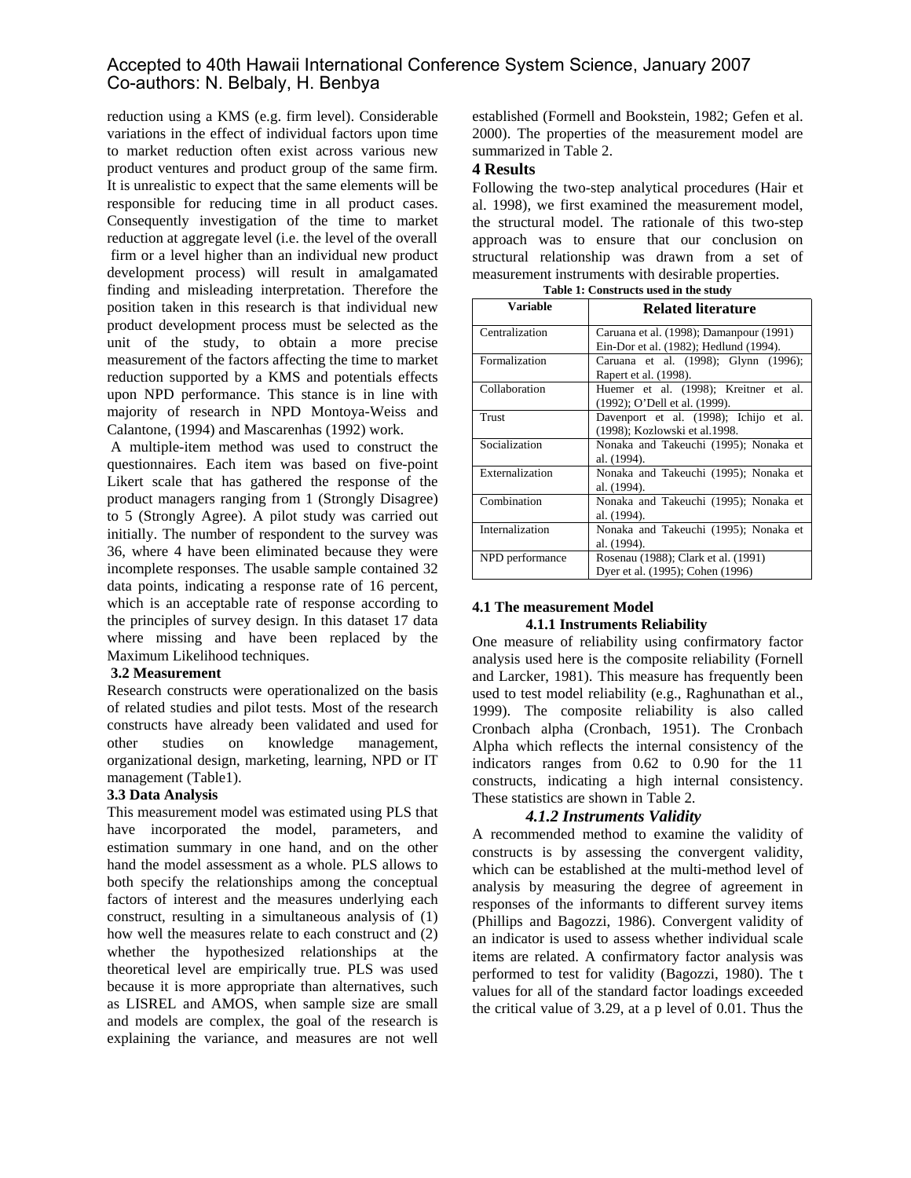reduction using a KMS (e.g. firm level). Considerable variations in the effect of individual factors upon time to market reduction often exist across various new product ventures and product group of the same firm. It is unrealistic to expect that the same elements will be responsible for reducing time in all product cases. Consequently investigation of the time to market reduction at aggregate level (i.e. the level of the overall firm or a level higher than an individual new product development process) will result in amalgamated finding and misleading interpretation. Therefore the position taken in this research is that individual new product development process must be selected as the unit of the study, to obtain a more precise measurement of the factors affecting the time to market reduction supported by a KMS and potentials effects upon NPD performance. This stance is in line with majority of research in NPD Montoya-Weiss and Calantone, (1994) and Mascarenhas (1992) work.

A multiple-item method was used to construct the questionnaires. Each item was based on five-point Likert scale that has gathered the response of the product managers ranging from 1 (Strongly Disagree) to 5 (Strongly Agree). A pilot study was carried out initially. The number of respondent to the survey was 36, where 4 have been eliminated because they were incomplete responses. The usable sample contained 32 data points, indicating a response rate of 16 percent, which is an acceptable rate of response according to the principles of survey design. In this dataset 17 data where missing and have been replaced by the Maximum Likelihood techniques.

### 3.2 Measurement

Research constructs were operationalized on the basis of related studies and pilot tests. Most of the research constructs have already been validated and used for other studies on knowledge management, organizational design, marketing, learning, NPD or IT management (Table1).

### 3.3 Data Analysis

This measurement model was estimated using PLS that have incorporated the model, parameters, and estimation summary in one hand, and on the other hand the model assessment as a whole. PLS allows to both specify the relationships among the conceptual factors of interest and the measures underlying each construct, resulting in a simultaneous analysis of (1) how well the measures relate to each construct and (2) whether the hypothesized relationships at the theoretical level are empirically true. PLS was used because it is more appropriate than alternatives, such as LISREL and AMOS, when sample size are small and models are complex, the goal of the research is explaining the variance, and measures are not well established (Formell and Bookstein, 1982; Gefen et al. 2000). The properties of the measurement model are summarized in Table 2.

## 4 Results

Following the two-step analytical procedures (Hair et al. 1998), we first examined the measurement model, the structural model. The rationale of this two-step approach was to ensure that our conclusion on structural relationship was drawn from a set of measurement instruments with desirable properties.

**Table 1: Constructs used in the study**

| Variable | Related literature |
|---|---|
| Centralization | Caruana et al. (1998); Damanpour (1991) Ein-Dor et al. (1982); Hedlund (1994). |
| Formalization | Caruana et al. (1998); Glynn (1996); Rapert et al. (1998). |
| Collaboration | Huemer et al. (1998); Kreitner et al. (1992); O'Dell et al. (1999). |
| Trust | Davenport et al. (1998); Ichijo et al. (1998); Kozlowski et al.1998. |
| Socialization | Nonaka and Takeuchi (1995); Nonaka et al. (1994). |
| Externalization | Nonaka and Takeuchi (1995); Nonaka et al. (1994). |
| Combination | Nonaka and Takeuchi (1995); Nonaka et al. (1994). |
| Internalization | Nonaka and Takeuchi (1995); Nonaka et al. (1994). |
| NPD performance | Rosenau (1988); Clark et al. (1991) Dyer et al. (1995); Cohen (1996) |

### 4.1 The measurement Model

#### 4.1.1 Instruments Reliability

One measure of reliability using confirmatory factor analysis used here is the composite reliability (Fornell and Larcker, 1981). This measure has frequently been used to test model reliability (e.g., Raghunathan et al., 1999). The composite reliability is also called Cronbach alpha (Cronbach, 1951). The Cronbach Alpha which reflects the internal consistency of the indicators ranges from 0.62 to 0.90 for the 11 constructs, indicating a high internal consistency. These statistics are shown in Table 2.

#### *4.1.2 Instruments Validity*

A recommended method to examine the validity of constructs is by assessing the convergent validity, which can be established at the multi-method level of analysis by measuring the degree of agreement in responses of the informants to different survey items (Phillips and Bagozzi, 1986). Convergent validity of an indicator is used to assess whether individual scale items are related. A confirmatory factor analysis was performed to test for validity (Bagozzi, 1980). The t values for all of the standard factor loadings exceeded the critical value of 3.29, at a p level of 0.01. Thus the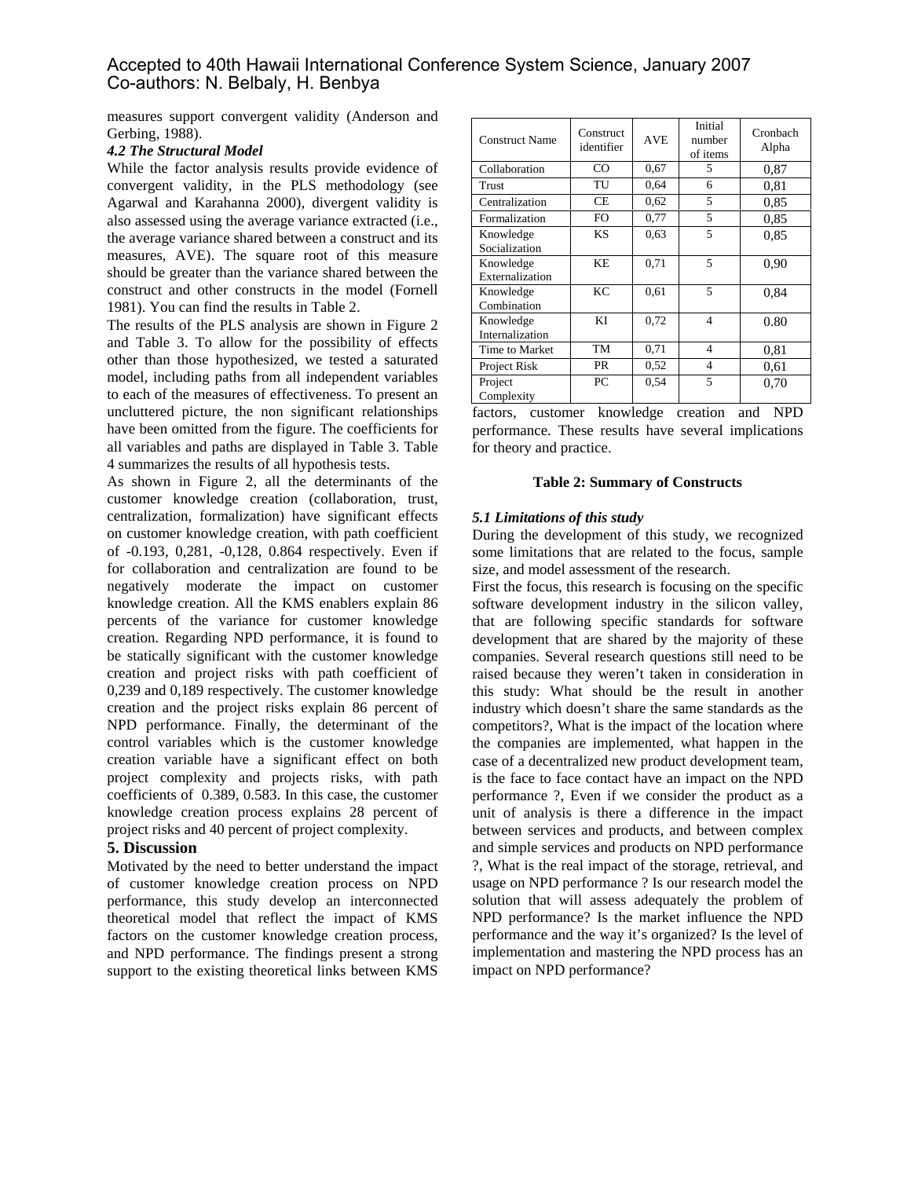measures support convergent validity (Anderson and Gerbing, 1988).

### *4.2 The Structural Model*

While the factor analysis results provide evidence of convergent validity, in the PLS methodology (see Agarwal and Karahanna 2000), divergent validity is also assessed using the average variance extracted (i.e., the average variance shared between a construct and its measures, AVE). The square root of this measure should be greater than the variance shared between the construct and other constructs in the model (Fornell 1981). You can find the results in Table 2.

The results of the PLS analysis are shown in Figure 2 and Table 3. To allow for the possibility of effects other than those hypothesized, we tested a saturated model, including paths from all independent variables to each of the measures of effectiveness. To present an uncluttered picture, the non significant relationships have been omitted from the figure. The coefficients for all variables and paths are displayed in Table 3. Table 4 summarizes the results of all hypothesis tests.

As shown in Figure 2, all the determinants of the customer knowledge creation (collaboration, trust, centralization, formalization) have significant effects on customer knowledge creation, with path coefficient of -0.193, 0,281, -0,128, 0.864 respectively. Even if for collaboration and centralization are found to be negatively moderate the impact on customer knowledge creation. All the KMS enablers explain 86 percents of the variance for customer knowledge creation. Regarding NPD performance, it is found to be statically significant with the customer knowledge creation and project risks with path coefficient of 0,239 and 0,189 respectively. The customer knowledge creation and the project risks explain 86 percent of NPD performance. Finally, the determinant of the control variables which is the customer knowledge creation variable have a significant effect on both project complexity and projects risks, with path coefficients of 0.389, 0.583. In this case, the customer knowledge creation process explains 28 percent of project risks and 40 percent of project complexity.

## 5. Discussion

Motivated by the need to better understand the impact of customer knowledge creation process on NPD performance, this study develop an interconnected theoretical model that reflect the impact of KMS factors on the customer knowledge creation process, and NPD performance. The findings present a strong support to the existing theoretical links between KMS factors, customer knowledge creation and NPD performance. These results have several implications for theory and practice.

| Construct Name | Construct identifier | AVE | Initial number of items | Cronbach Alpha |
|---|---|---|---|---|
| Collaboration | CO | 0,67 | 5 | 0,87 |
| Trust | TU | 0,64 | 6 | 0,81 |
| Centralization | CE | 0,62 | 5 | 0,85 |
| Formalization | FO | 0,77 | 5 | 0,85 |
| Knowledge Socialization | KS | 0,63 | 5 | 0,85 |
| Knowledge Externalization | KE | 0,71 | 5 | 0,90 |
| Knowledge Combination | KC | 0,61 | 5 | 0,84 |
| Knowledge Internalization | KI | 0,72 | 4 | 0.80 |
| Time to Market | TM | 0,71 | 4 | 0,81 |
| Project Risk | PR | 0,52 | 4 | 0,61 |
| Project Complexity | PC | 0,54 | 5 | 0,70 |

**Table 2: Summary of Constructs**

### *5.1 Limitations of this study*

During the development of this study, we recognized some limitations that are related to the focus, sample size, and model assessment of the research.

First the focus, this research is focusing on the specific software development industry in the silicon valley, that are following specific standards for software development that are shared by the majority of these companies. Several research questions still need to be raised because they weren't taken in consideration in this study: What should be the result in another industry which doesn't share the same standards as the competitors?, What is the impact of the location where the companies are implemented, what happen in the case of a decentralized new product development team, is the face to face contact have an impact on the NPD performance ?, Even if we consider the product as a unit of analysis is there a difference in the impact between services and products, and between complex and simple services and products on NPD performance ?, What is the real impact of the storage, retrieval, and usage on NPD performance ? Is our research model the solution that will assess adequately the problem of NPD performance? Is the market influence the NPD performance and the way it's organized? Is the level of implementation and mastering the NPD process has an impact on NPD performance?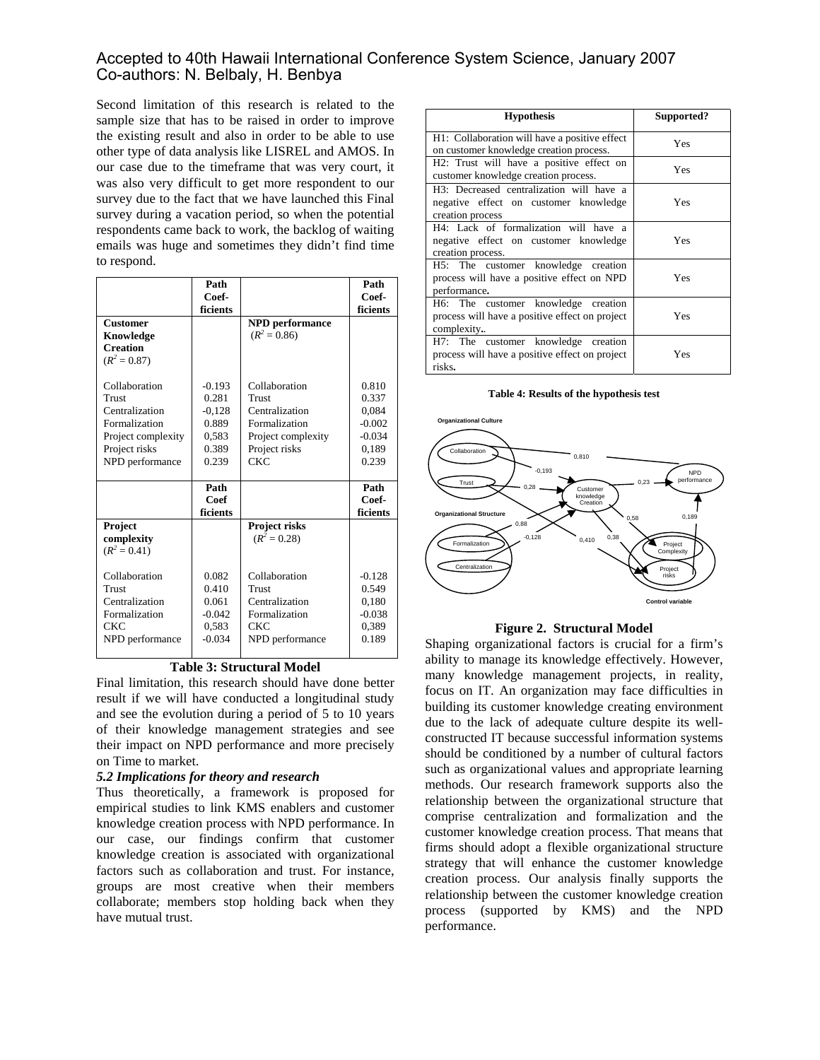Second limitation of this research is related to the sample size that has to be raised in order to improve the existing result and also in order to be able to use other type of data analysis like LISREL and AMOS. In our case due to the timeframe that was very court, it was also very difficult to get more respondent to our survey due to the fact that we have launched this Final survey during a vacation period, so when the potential respondents came back to work, the backlog of waiting emails was huge and sometimes they didn't find time to respond.

| | Path Coef-ficients | | Path Coef-ficients |
|---|---|---|---|
| **Customer Knowledge Creation** ($R^2 = 0.87$) | | **NPD performance** ($R^2 = 0.86$) | |
| Collaboration | -0.193 | Collaboration | 0.810 |
| Trust | 0.281 | Trust | 0.337 |
| Centralization | -0,128 | Centralization | 0,084 |
| Formalization | 0.889 | Formalization | -0.002 |
| Project complexity | 0,583 | Project complexity | -0.034 |
| Project risks | 0.389 | Project risks | 0,189 |
| NPD performance | 0.239 | CKC | 0.239 |
| | **Path Coef ficients** | | **Path Coef-ficients** |
| **Project complexity** ($R^2 = 0.41$) | | **Project risks** ($R^2 = 0.28$) | |
| Collaboration | 0.082 | Collaboration | -0.128 |
| Trust | 0.410 | Trust | 0.549 |
| Centralization | 0.061 | Centralization | 0,180 |
| Formalization | -0.042 | Formalization | -0.038 |
| CKC | 0,583 | CKC | 0,389 |
| NPD performance | -0.034 | NPD performance | 0.189 |

**Table 3: Structural Model**

Final limitation, this research should have done better result if we will have conducted a longitudinal study and see the evolution during a period of 5 to 10 years of their knowledge management strategies and see their impact on NPD performance and more precisely on Time to market.

### *5.2 Implications for theory and research*

Thus theoretically, a framework is proposed for empirical studies to link KMS enablers and customer knowledge creation process with NPD performance. In our case, our findings confirm that customer knowledge creation is associated with organizational factors such as collaboration and trust. For instance, groups are most creative when their members collaborate; members stop holding back when they have mutual trust.

| Hypothesis | Supported? |
|---|---|
| H1: Collaboration will have a positive effect on customer knowledge creation process. | Yes |
| H2: Trust will have a positive effect on customer knowledge creation process. | Yes |
| H3: Decreased centralization will have a negative effect on customer knowledge creation process | Yes |
| H4: Lack of formalization will have a negative effect on customer knowledge creation process. | Yes |
| H5: The customer knowledge creation process will have a positive effect on NPD performance. | Yes |
| H6: The customer knowledge creation process will have a positive effect on project complexity. | Yes |
| H7: The customer knowledge creation process will have a positive effect on project risks. | Yes |

**Table 4: Results of the hypothesis test**

**Figure 2. Structural Model**

Shaping organizational factors is crucial for a firm's ability to manage its knowledge effectively. However, many knowledge management projects, in reality, focus on IT. An organization may face difficulties in building its customer knowledge creating environment due to the lack of adequate culture despite its well-constructed IT because successful information systems should be conditioned by a number of cultural factors such as organizational values and appropriate learning methods. Our research framework supports also the relationship between the organizational structure that comprise centralization and formalization and the customer knowledge creation process. That means that firms should adopt a flexible organizational structure strategy that will enhance the customer knowledge creation process. Our analysis finally supports the relationship between the customer knowledge creation process (supported by KMS) and the NPD performance.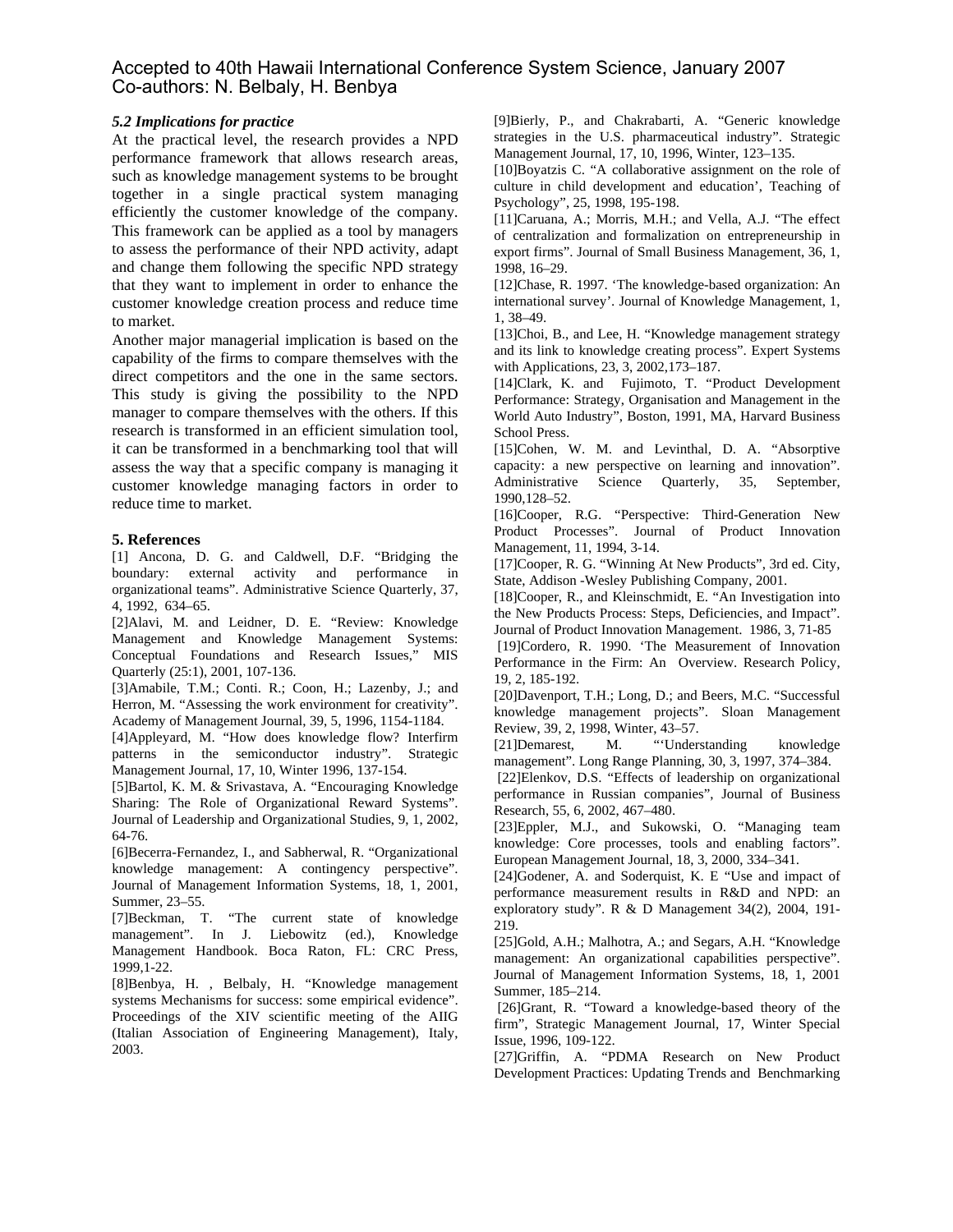### 5.2 Implications for practice

At the practical level, the research provides a NPD performance framework that allows research areas, such as knowledge management systems to be brought together in a single practical system managing efficiently the customer knowledge of the company. This framework can be applied as a tool by managers to assess the performance of their NPD activity, adapt and change them following the specific NPD strategy that they want to implement in order to enhance the customer knowledge creation process and reduce time to market.

Another major managerial implication is based on the capability of the firms to compare themselves with the direct competitors and the one in the same sectors. This study is giving the possibility to the NPD manager to compare themselves with the others. If this research is transformed in an efficient simulation tool, it can be transformed in a benchmarking tool that will assess the way that a specific company is managing it customer knowledge managing factors in order to reduce time to market.

## 5. References

[1] Ancona, D. G. and Caldwell, D.F. "Bridging the boundary: external activity and performance in organizational teams". Administrative Science Quarterly, 37, 4, 1992, 634–65.

[2]Alavi, M. and Leidner, D. E. "Review: Knowledge Management and Knowledge Management Systems: Conceptual Foundations and Research Issues," MIS Quarterly (25:1), 2001, 107-136.

[3]Amabile, T.M.; Conti. R.; Coon, H.; Lazenby, J.; and Herron, M. "Assessing the work environment for creativity". Academy of Management Journal, 39, 5, 1996, 1154-1184.

[4]Appleyard, M. "How does knowledge flow? Interfirm patterns in the semiconductor industry". Strategic Management Journal, 17, 10, Winter 1996, 137-154.

[5]Bartol, K. M. & Srivastava, A. "Encouraging Knowledge Sharing: The Role of Organizational Reward Systems". Journal of Leadership and Organizational Studies, 9, 1, 2002, 64-76.

[6]Becerra-Fernandez, I., and Sabherwal, R. "Organizational knowledge management: A contingency perspective". Journal of Management Information Systems, 18, 1, 2001, Summer, 23–55.

[7]Beckman, T. "The current state of knowledge management". In J. Liebowitz (ed.), Knowledge Management Handbook. Boca Raton, FL: CRC Press, 1999,1-22.

[8]Benbya, H. , Belbaly, H. "Knowledge management systems Mechanisms for success: some empirical evidence". Proceedings of the XIV scientific meeting of the AIIG (Italian Association of Engineering Management), Italy, 2003.

[9]Bierly, P., and Chakrabarti, A. "Generic knowledge strategies in the U.S. pharmaceutical industry". Strategic Management Journal, 17, 10, 1996, Winter, 123–135.

[10]Boyatzis C. "A collaborative assignment on the role of culture in child development and education', Teaching of Psychology", 25, 1998, 195-198.

[11]Caruana, A.; Morris, M.H.; and Vella, A.J. "The effect of centralization and formalization on entrepreneurship in export firms". Journal of Small Business Management, 36, 1, 1998, 16–29.

[12]Chase, R. 1997. 'The knowledge-based organization: An international survey'. Journal of Knowledge Management, 1, 1, 38–49.

[13]Choi, B., and Lee, H. "Knowledge management strategy and its link to knowledge creating process". Expert Systems with Applications, 23, 3, 2002,173–187.

[14]Clark, K. and Fujimoto, T. "Product Development Performance: Strategy, Organisation and Management in the World Auto Industry", Boston, 1991, MA, Harvard Business School Press.

[15]Cohen, W. M. and Levinthal, D. A. "Absorptive capacity: a new perspective on learning and innovation". Administrative Science Quarterly, 35, September, 1990,128–52.

[16]Cooper, R.G. "Perspective: Third-Generation New Product Processes". Journal of Product Innovation Management, 11, 1994, 3-14.

[17]Cooper, R. G. "Winning At New Products", 3rd ed. City, State, Addison -Wesley Publishing Company, 2001.

[18]Cooper, R., and Kleinschmidt, E. "An Investigation into the New Products Process: Steps, Deficiencies, and Impact". Journal of Product Innovation Management. 1986, 3, 71-85

[19]Cordero, R. 1990. 'The Measurement of Innovation Performance in the Firm: An Overview. Research Policy, 19, 2, 185-192.

[20]Davenport, T.H.; Long, D.; and Beers, M.C. "Successful knowledge management projects". Sloan Management Review, 39, 2, 1998, Winter, 43–57.

[21]Demarest, M. "'Understanding knowledge management". Long Range Planning, 30, 3, 1997, 374–384.

[22]Elenkov, D.S. "Effects of leadership on organizational performance in Russian companies", Journal of Business Research, 55, 6, 2002, 467–480.

[23]Eppler, M.J., and Sukowski, O. "Managing team knowledge: Core processes, tools and enabling factors". European Management Journal, 18, 3, 2000, 334–341.

[24]Godener, A. and Soderquist, K. E "Use and impact of performance measurement results in R&D and NPD: an exploratory study". R & D Management 34(2), 2004, 191-219.

[25]Gold, A.H.; Malhotra, A.; and Segars, A.H. "Knowledge management: An organizational capabilities perspective". Journal of Management Information Systems, 18, 1, 2001 Summer, 185–214.

[26]Grant, R. "Toward a knowledge-based theory of the firm", Strategic Management Journal, 17, Winter Special Issue, 1996, 109-122.

[27]Griffin, A. "PDMA Research on New Product Development Practices: Updating Trends and Benchmarking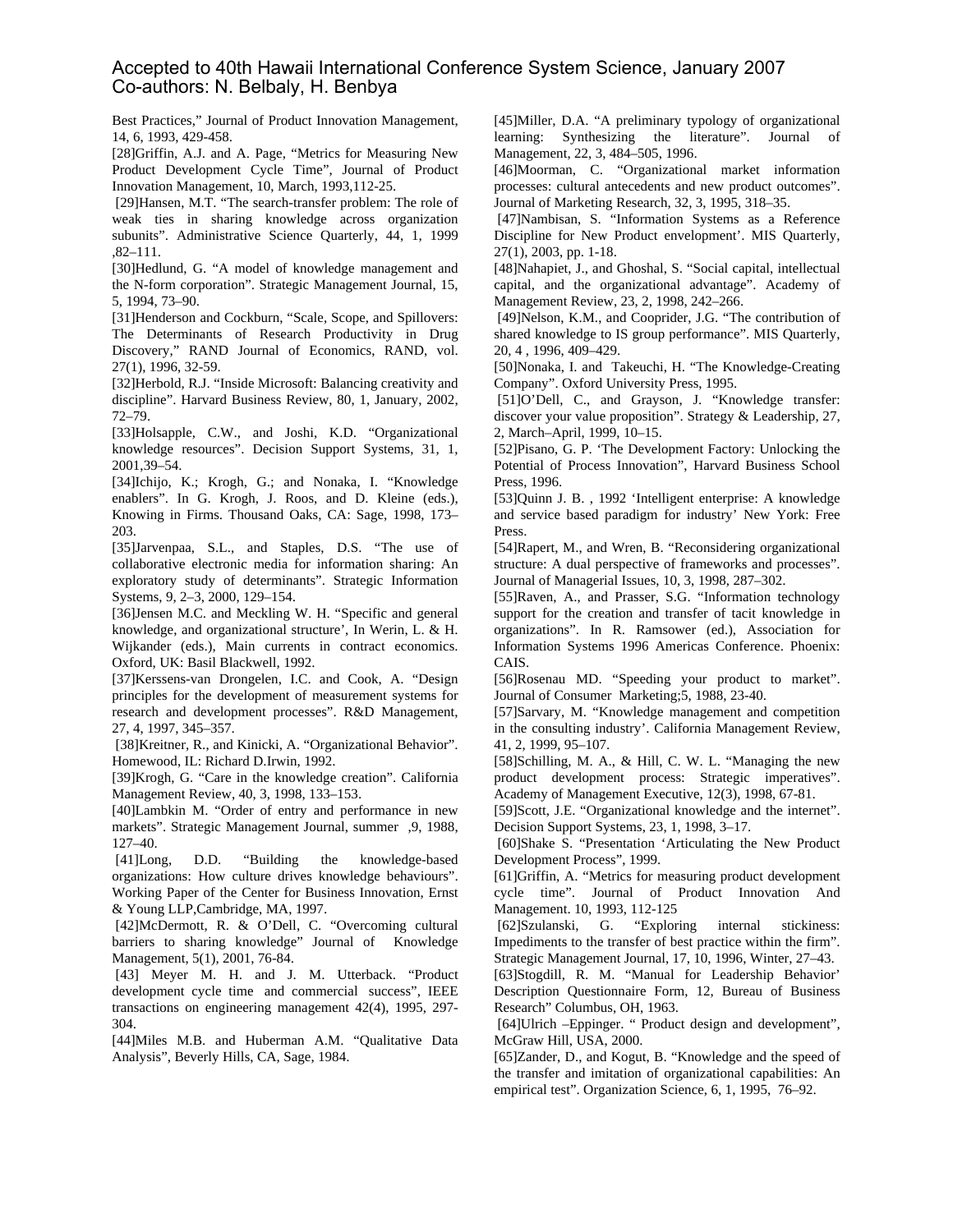Best Practices," Journal of Product Innovation Management, 14, 6, 1993, 429-458.

[28]Griffin, A.J. and A. Page, "Metrics for Measuring New Product Development Cycle Time", Journal of Product Innovation Management, 10, March, 1993,112-25.

[29]Hansen, M.T. "The search-transfer problem: The role of weak ties in sharing knowledge across organization subunits". Administrative Science Quarterly, 44, 1, 1999 ,82–111.

[30]Hedlund, G. "A model of knowledge management and the N-form corporation". Strategic Management Journal, 15, 5, 1994, 73–90.

[31]Henderson and Cockburn, "Scale, Scope, and Spillovers: The Determinants of Research Productivity in Drug Discovery," RAND Journal of Economics, RAND, vol. 27(1), 1996, 32-59.

[32]Herbold, R.J. "Inside Microsoft: Balancing creativity and discipline". Harvard Business Review, 80, 1, January, 2002, 72–79.

[33]Holsapple, C.W., and Joshi, K.D. "Organizational knowledge resources". Decision Support Systems, 31, 1, 2001,39–54.

[34]Ichijo, K.; Krogh, G.; and Nonaka, I. "Knowledge enablers". In G. Krogh, J. Roos, and D. Kleine (eds.), Knowing in Firms. Thousand Oaks, CA: Sage, 1998, 173–203.

[35]Jarvenpaa, S.L., and Staples, D.S. "The use of collaborative electronic media for information sharing: An exploratory study of determinants". Strategic Information Systems, 9, 2–3, 2000, 129–154.

[36]Jensen M.C. and Meckling W. H. "Specific and general knowledge, and organizational structure', In Werin, L. & H. Wijkander (eds.), Main currents in contract economics. Oxford, UK: Basil Blackwell, 1992.

[37]Kerssens-van Drongelen, I.C. and Cook, A. "Design principles for the development of measurement systems for research and development processes". R&D Management, 27, 4, 1997, 345–357.

[38]Kreitner, R., and Kinicki, A. "Organizational Behavior". Homewood, IL: Richard D.Irwin, 1992.

[39]Krogh, G. "Care in the knowledge creation". California Management Review, 40, 3, 1998, 133–153.

[40]Lambkin M. "Order of entry and performance in new markets". Strategic Management Journal, summer ,9, 1988, 127–40.

[41]Long, D.D. "Building the knowledge-based organizations: How culture drives knowledge behaviours". Working Paper of the Center for Business Innovation, Ernst & Young LLP,Cambridge, MA, 1997.

[42]McDermott, R. & O'Dell, C. "Overcoming cultural barriers to sharing knowledge" Journal of Knowledge Management, 5(1), 2001, 76-84.

[43] Meyer M. H. and J. M. Utterback. "Product development cycle time and commercial success", IEEE transactions on engineering management 42(4), 1995, 297-304.

[44]Miles M.B. and Huberman A.M. "Qualitative Data Analysis", Beverly Hills, CA, Sage, 1984.

[45]Miller, D.A. "A preliminary typology of organizational learning: Synthesizing the literature". Journal of Management, 22, 3, 484–505, 1996.

[46]Moorman, C. "Organizational market information processes: cultural antecedents and new product outcomes". Journal of Marketing Research, 32, 3, 1995, 318–35.

[47]Nambisan, S. "Information Systems as a Reference Discipline for New Product envelopment'. MIS Quarterly, 27(1), 2003, pp. 1-18.

[48]Nahapiet, J., and Ghoshal, S. "Social capital, intellectual capital, and the organizational advantage". Academy of Management Review, 23, 2, 1998, 242–266.

[49]Nelson, K.M., and Cooprider, J.G. "The contribution of shared knowledge to IS group performance". MIS Quarterly, 20, 4 , 1996, 409–429.

[50]Nonaka, I. and Takeuchi, H. "The Knowledge-Creating Company". Oxford University Press, 1995.

[51]O'Dell, C., and Grayson, J. "Knowledge transfer: discover your value proposition". Strategy & Leadership, 27, 2, March–April, 1999, 10–15.

[52]Pisano, G. P. 'The Development Factory: Unlocking the Potential of Process Innovation", Harvard Business School Press, 1996.

[53]Quinn J. B. , 1992 'Intelligent enterprise: A knowledge and service based paradigm for industry' New York: Free Press.

[54]Rapert, M., and Wren, B. "Reconsidering organizational structure: A dual perspective of frameworks and processes". Journal of Managerial Issues, 10, 3, 1998, 287–302.

[55]Raven, A., and Prasser, S.G. "Information technology support for the creation and transfer of tacit knowledge in organizations". In R. Ramsower (ed.), Association for Information Systems 1996 Americas Conference. Phoenix: CAIS.

[56]Rosenau MD. "Speeding your product to market". Journal of Consumer Marketing;5, 1988, 23-40.

[57]Sarvary, M. "Knowledge management and competition in the consulting industry'. California Management Review, 41, 2, 1999, 95–107.

[58]Schilling, M. A., & Hill, C. W. L. "Managing the new product development process: Strategic imperatives". Academy of Management Executive, 12(3), 1998, 67-81.

[59]Scott, J.E. "Organizational knowledge and the internet". Decision Support Systems, 23, 1, 1998, 3–17.

[60]Shake S. "Presentation 'Articulating the New Product Development Process", 1999.

[61]Griffin, A. "Metrics for measuring product development cycle time". Journal of Product Innovation And Management. 10, 1993, 112-125

[62]Szulanski, G. "Exploring internal stickiness: Impediments to the transfer of best practice within the firm". Strategic Management Journal, 17, 10, 1996, Winter, 27–43.

[63]Stogdill, R. M. "Manual for Leadership Behavior' Description Questionnaire Form, 12, Bureau of Business Research" Columbus, OH, 1963.

[64]Ulrich –Eppinger. " Product design and development", McGraw Hill, USA, 2000.

[65]Zander, D., and Kogut, B. "Knowledge and the speed of the transfer and imitation of organizational capabilities: An empirical test". Organization Science, 6, 1, 1995, 76–92.